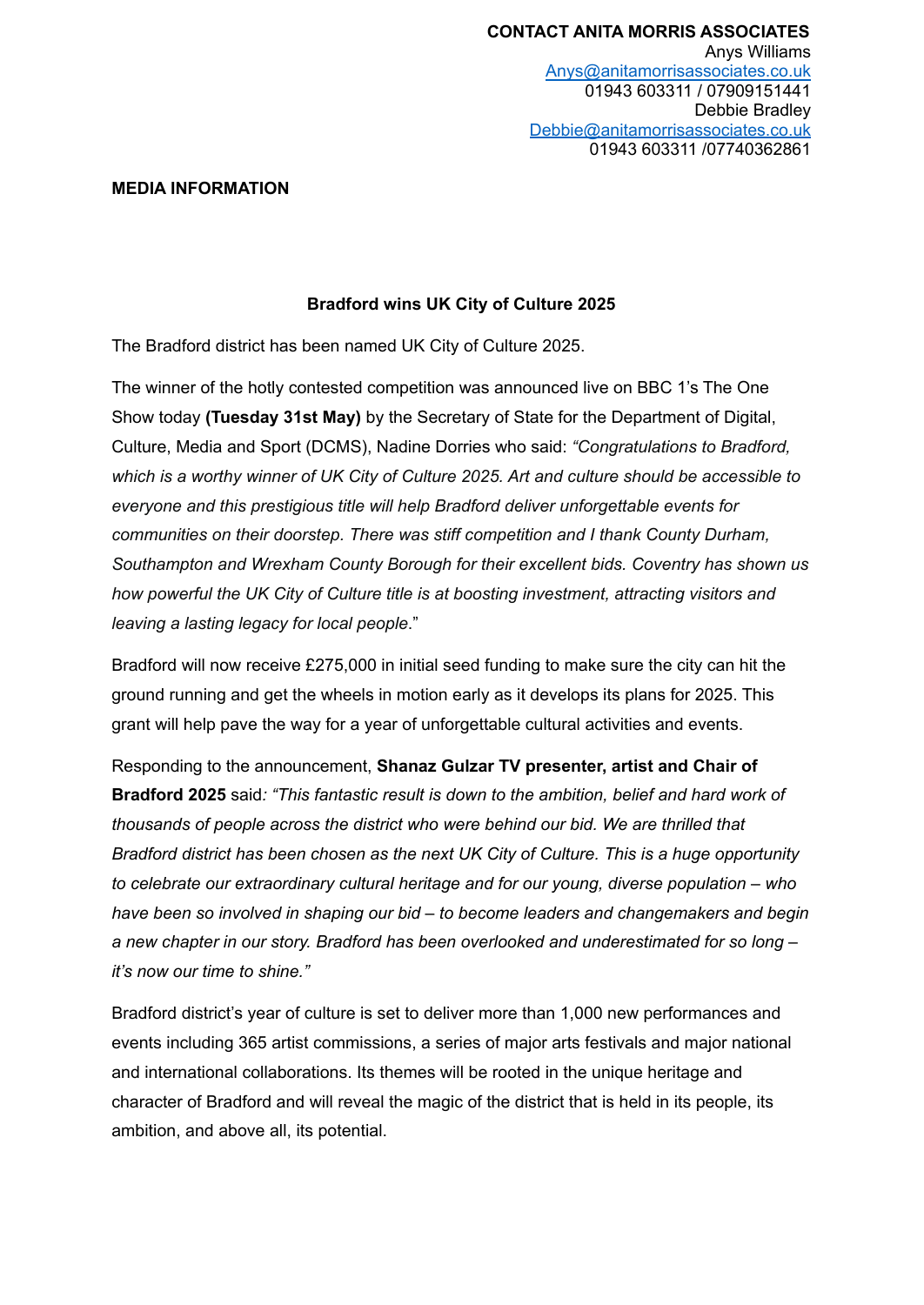**CONTACT ANITA MORRIS ASSOCIATES**
Anys Williams
Anys@anitamorrisassociates.co.uk
01943 603311 / 07909151441
Debbie Bradley
Debbie@anitamorrisassociates.co.uk
01943 603311 /07740362861

**MEDIA INFORMATION**

**Bradford wins UK City of Culture 2025**

The Bradford district has been named UK City of Culture 2025.

The winner of the hotly contested competition was announced live on BBC 1's The One Show today **(Tuesday 31st May)** by the Secretary of State for the Department of Digital, Culture, Media and Sport (DCMS), Nadine Dorries who said: *"Congratulations to Bradford, which is a worthy winner of UK City of Culture 2025. Art and culture should be accessible to everyone and this prestigious title will help Bradford deliver unforgettable events for communities on their doorstep. There was stiff competition and I thank County Durham, Southampton and Wrexham County Borough for their excellent bids. Coventry has shown us how powerful the UK City of Culture title is at boosting investment, attracting visitors and leaving a lasting legacy for local people*."

Bradford will now receive £275,000 in initial seed funding to make sure the city can hit the ground running and get the wheels in motion early as it develops its plans for 2025. This grant will help pave the way for a year of unforgettable cultural activities and events.

Responding to the announcement, **Shanaz Gulzar TV presenter, artist and Chair of Bradford 2025** said*: "This fantastic result is down to the ambition, belief and hard work of thousands of people across the district who were behind our bid. We are thrilled that Bradford district has been chosen as the next UK City of Culture. This is a huge opportunity to celebrate our extraordinary cultural heritage and for our young, diverse population – who have been so involved in shaping our bid – to become leaders and changemakers and begin a new chapter in our story. Bradford has been overlooked and underestimated for so long – it's now our time to shine."*

Bradford district's year of culture is set to deliver more than 1,000 new performances and events including 365 artist commissions, a series of major arts festivals and major national and international collaborations. Its themes will be rooted in the unique heritage and character of Bradford and will reveal the magic of the district that is held in its people, its ambition, and above all, its potential.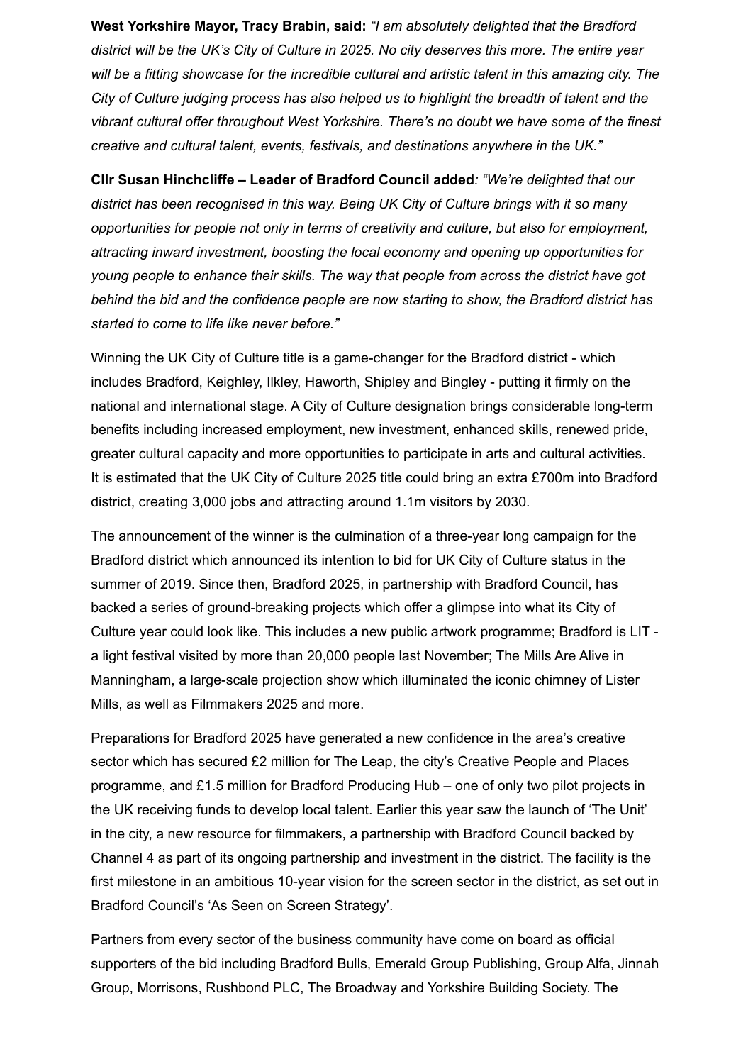**West Yorkshire Mayor, Tracy Brabin, said:** *"I am absolutely delighted that the Bradford district will be the UK's City of Culture in 2025. No city deserves this more. The entire year will be a fitting showcase for the incredible cultural and artistic talent in this amazing city. The City of Culture judging process has also helped us to highlight the breadth of talent and the vibrant cultural offer throughout West Yorkshire. There's no doubt we have some of the finest creative and cultural talent, events, festivals, and destinations anywhere in the UK."*

**Cllr Susan Hinchcliffe – Leader of Bradford Council added***: "We're delighted that our district has been recognised in this way. Being UK City of Culture brings with it so many opportunities for people not only in terms of creativity and culture, but also for employment, attracting inward investment, boosting the local economy and opening up opportunities for young people to enhance their skills. The way that people from across the district have got behind the bid and the confidence people are now starting to show, the Bradford district has started to come to life like never before."*

Winning the UK City of Culture title is a game-changer for the Bradford district - which includes Bradford, Keighley, Ilkley, Haworth, Shipley and Bingley - putting it firmly on the national and international stage. A City of Culture designation brings considerable long-term benefits including increased employment, new investment, enhanced skills, renewed pride, greater cultural capacity and more opportunities to participate in arts and cultural activities. It is estimated that the UK City of Culture 2025 title could bring an extra £700m into Bradford district, creating 3,000 jobs and attracting around 1.1m visitors by 2030.

The announcement of the winner is the culmination of a three-year long campaign for the Bradford district which announced its intention to bid for UK City of Culture status in the summer of 2019. Since then, Bradford 2025, in partnership with Bradford Council, has backed a series of ground-breaking projects which offer a glimpse into what its City of Culture year could look like. This includes a new public artwork programme; Bradford is LIT - a light festival visited by more than 20,000 people last November; The Mills Are Alive in Manningham, a large-scale projection show which illuminated the iconic chimney of Lister Mills, as well as Filmmakers 2025 and more.

Preparations for Bradford 2025 have generated a new confidence in the area's creative sector which has secured £2 million for The Leap, the city's Creative People and Places programme, and £1.5 million for Bradford Producing Hub – one of only two pilot projects in the UK receiving funds to develop local talent. Earlier this year saw the launch of 'The Unit' in the city, a new resource for filmmakers, a partnership with Bradford Council backed by Channel 4 as part of its ongoing partnership and investment in the district. The facility is the first milestone in an ambitious 10-year vision for the screen sector in the district, as set out in Bradford Council's 'As Seen on Screen Strategy'.

Partners from every sector of the business community have come on board as official supporters of the bid including Bradford Bulls, Emerald Group Publishing, Group Alfa, Jinnah Group, Morrisons, Rushbond PLC, The Broadway and Yorkshire Building Society. The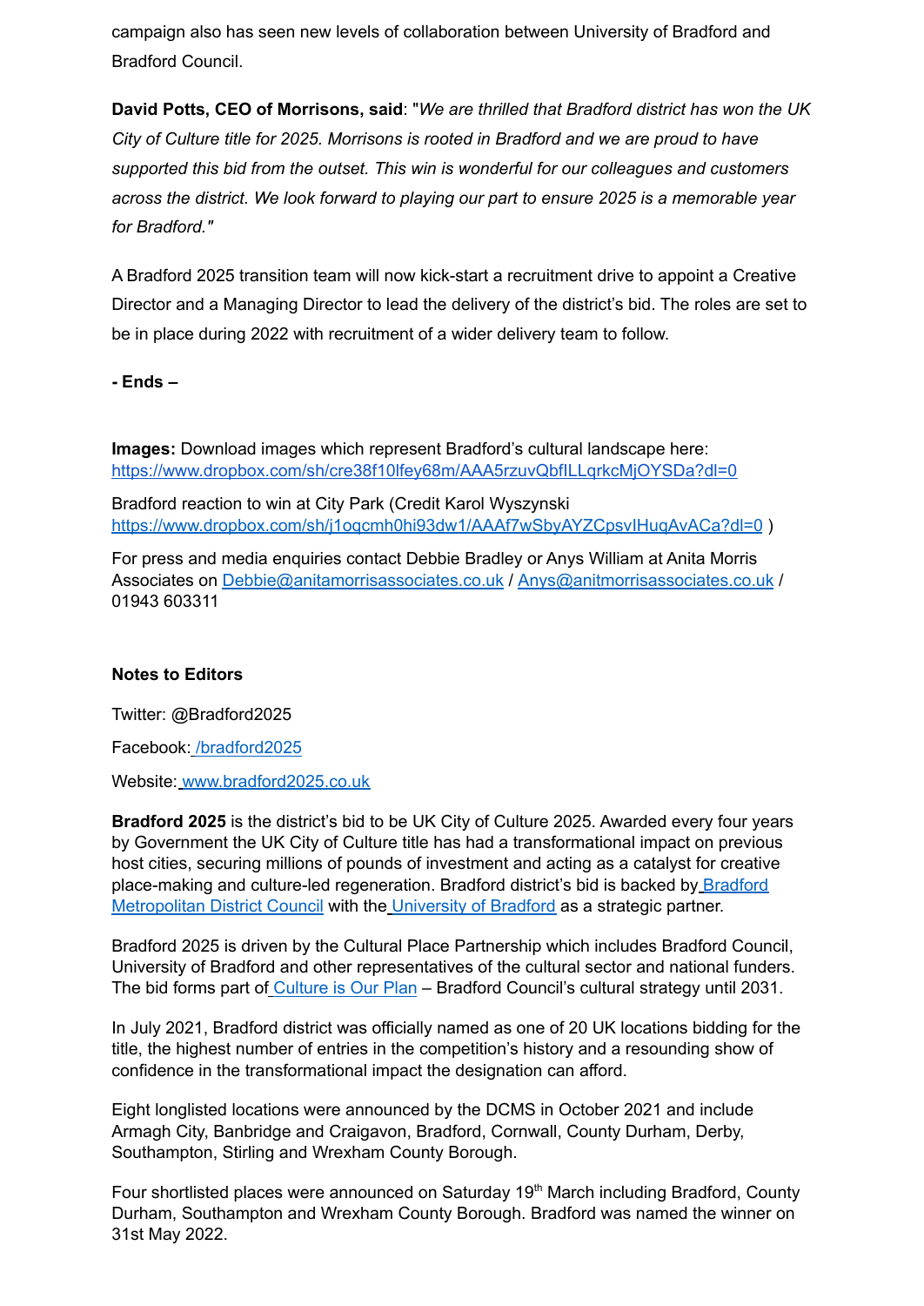campaign also has seen new levels of collaboration between University of Bradford and Bradford Council.

**David Potts, CEO of Morrisons, said**: "*We are thrilled that Bradford district has won the UK City of Culture title for 2025. Morrisons is rooted in Bradford and we are proud to have supported this bid from the outset. This win is wonderful for our colleagues and customers across the district. We look forward to playing our part to ensure 2025 is a memorable year for Bradford."*

A Bradford 2025 transition team will now kick-start a recruitment drive to appoint a Creative Director and a Managing Director to lead the delivery of the district's bid. The roles are set to be in place during 2022 with recruitment of a wider delivery team to follow.

**- Ends –**

**Images:** Download images which represent Bradford's cultural landscape here: [https://www.dropbox.com/sh/cre38f10lfey68m/AAA5rzuvQbfILLqrkcMjOYSDa?dl=0](https://www.dropbox.com/sh/cre38f10lfey68m/AAA5rzuvQbfILLqrkcMjOYSDa?dl=0)

Bradford reaction to win at City Park (Credit Karol Wyszynski [https://www.dropbox.com/sh/j1oqcmh0hi93dw1/AAAf7wSbyAYZCpsvIHuqAvACa?dl=0](https://www.dropbox.com/sh/j1oqcmh0hi93dw1/AAAf7wSbyAYZCpsvIHuqAvACa?dl=0) )

For press and media enquiries contact Debbie Bradley or Anys William at Anita Morris Associates on [Debbie@anitamorrisassociates.co.uk](mailto:Debbie@anitamorrisassociates.co.uk) / [Anys@anitmorrisassociates.co.uk](mailto:Anys@anitmorrisassociates.co.uk) / 01943 603311

**Notes to Editors**

Twitter: @Bradford2025

Facebook: [/bradford2025](/bradford2025)

Website: [www.bradford2025.co.uk](www.bradford2025.co.uk)

**Bradford 2025** is the district's bid to be UK City of Culture 2025. Awarded every four years by Government the UK City of Culture title has had a transformational impact on previous host cities, securing millions of pounds of investment and acting as a catalyst for creative place-making and culture-led regeneration. Bradford district's bid is backed by Bradford Metropolitan District Council with the University of Bradford as a strategic partner.

Bradford 2025 is driven by the Cultural Place Partnership which includes Bradford Council, University of Bradford and other representatives of the cultural sector and national funders. The bid forms part of Culture is Our Plan – Bradford Council's cultural strategy until 2031.

In July 2021, Bradford district was officially named as one of 20 UK locations bidding for the title, the highest number of entries in the competition's history and a resounding show of confidence in the transformational impact the designation can afford.

Eight longlisted locations were announced by the DCMS in October 2021 and include Armagh City, Banbridge and Craigavon, Bradford, Cornwall, County Durham, Derby, Southampton, Stirling and Wrexham County Borough.

Four shortlisted places were announced on Saturday 19th March including Bradford, County Durham, Southampton and Wrexham County Borough. Bradford was named the winner on 31st May 2022.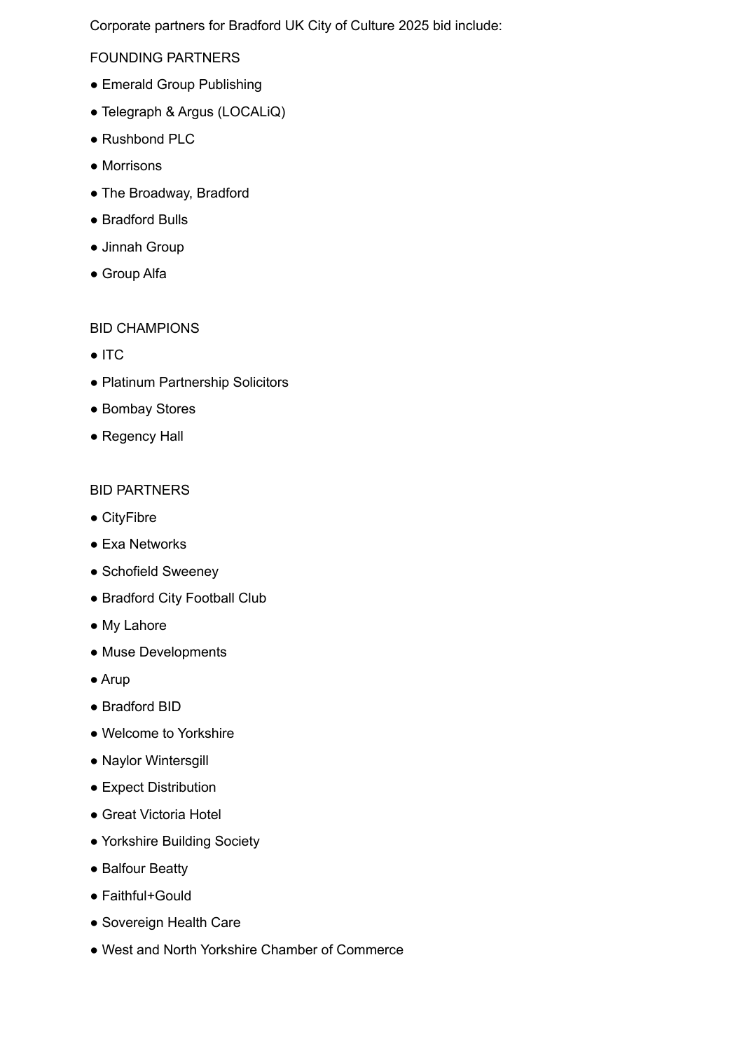Corporate partners for Bradford UK City of Culture 2025 bid include:

## FOUNDING PARTNERS

- Emerald Group Publishing
- Telegraph & Argus (LOCALiQ)
- Rushbond PLC
- Morrisons
- The Broadway, Bradford
- Bradford Bulls
- Jinnah Group
- Group Alfa

## BID CHAMPIONS

- ITC
- Platinum Partnership Solicitors
- Bombay Stores
- Regency Hall

## BID PARTNERS

- CityFibre
- Exa Networks
- Schofield Sweeney
- Bradford City Football Club
- My Lahore
- Muse Developments
- Arup
- Bradford BID
- Welcome to Yorkshire
- Naylor Wintersgill
- Expect Distribution
- Great Victoria Hotel
- Yorkshire Building Society
- Balfour Beatty
- Faithful+Gould
- Sovereign Health Care
- West and North Yorkshire Chamber of Commerce